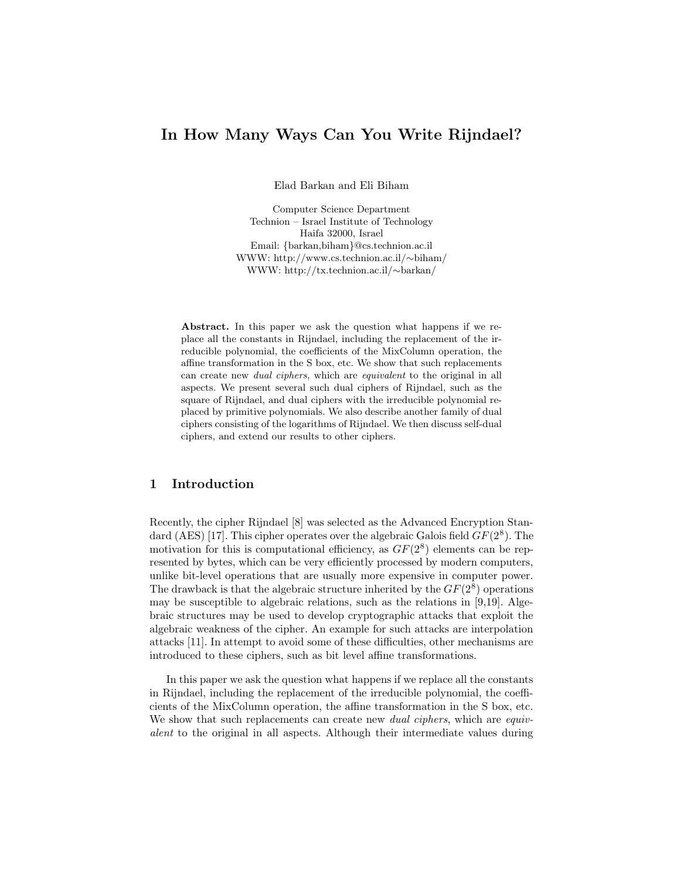# In How Many Ways Can You Write Rijndael?

Elad Barkan and Eli Biham

Computer Science Department
Technion – Israel Institute of Technology
Haifa 32000, Israel
Email: {barkan,biham}@cs.technion.ac.il
WWW: http://www.cs.technion.ac.il/∼biham/
WWW: http://tx.technion.ac.il/∼barkan/

**Abstract.** In this paper we ask the question what happens if we replace all the constants in Rijndael, including the replacement of the irreducible polynomial, the coefficients of the MixColumn operation, the affine transformation in the S box, etc. We show that such replacements can create new *dual ciphers*, which are *equivalent* to the original in all aspects. We present several such dual ciphers of Rijndael, such as the square of Rijndael, and dual ciphers with the irreducible polynomial replaced by primitive polynomials. We also describe another family of dual ciphers consisting of the logarithms of Rijndael. We then discuss self-dual ciphers, and extend our results to other ciphers.

## 1 Introduction

Recently, the cipher Rijndael [8] was selected as the Advanced Encryption Standard (AES) [17]. This cipher operates over the algebraic Galois field $GF(2^8)$. The motivation for this is computational efficiency, as $GF(2^8)$ elements can be represented by bytes, which can be very efficiently processed by modern computers, unlike bit-level operations that are usually more expensive in computer power. The drawback is that the algebraic structure inherited by the $GF(2^8)$ operations may be susceptible to algebraic relations, such as the relations in [9,19]. Algebraic structures may be used to develop cryptographic attacks that exploit the algebraic weakness of the cipher. An example for such attacks are interpolation attacks [11]. In attempt to avoid some of these difficulties, other mechanisms are introduced to these ciphers, such as bit level affine transformations.

In this paper we ask the question what happens if we replace all the constants in Rijndael, including the replacement of the irreducible polynomial, the coefficients of the MixColumn operation, the affine transformation in the S box, etc. We show that such replacements can create new *dual ciphers*, which are *equivalent* to the original in all aspects. Although their intermediate values during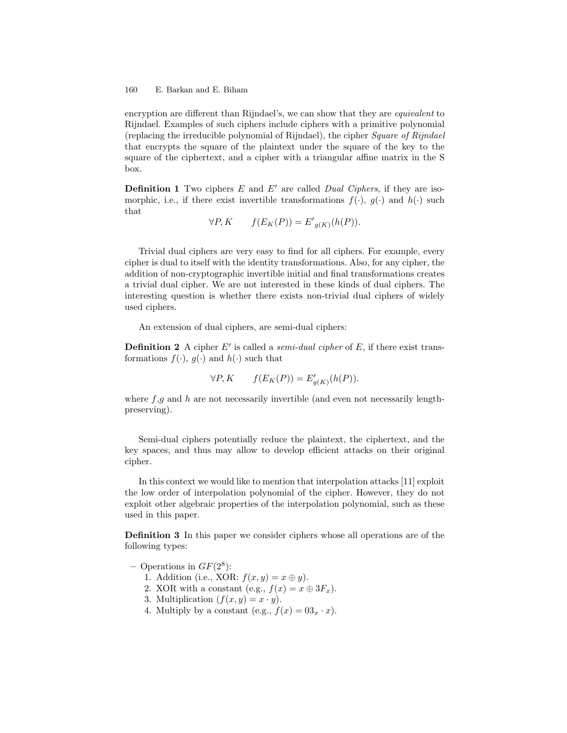encryption are different than Rijndael's, we can show that they are *equivalent* to Rijndael. Examples of such ciphers include ciphers with a primitive polynomial (replacing the irreducible polynomial of Rijndael), the cipher *Square of Rijndael* that encrypts the square of the plaintext under the square of the key to the square of the ciphertext, and a cipher with a triangular affine matrix in the S box.

**Definition 1** Two ciphers $E$ and $E'$ are called *Dual Ciphers*, if they are isomorphic, i.e., if there exist invertible transformations $f(\cdot)$, $g(\cdot)$ and $h(\cdot)$ such that

$$\forall P, K \qquad f(E_K(P)) = {E'}_{g(K)}(h(P)).$$

Trivial dual ciphers are very easy to find for all ciphers. For example, every cipher is dual to itself with the identity transformations. Also, for any cipher, the addition of non-cryptographic invertible initial and final transformations creates a trivial dual cipher. We are not interested in these kinds of dual ciphers. The interesting question is whether there exists non-trivial dual ciphers of widely used ciphers.

An extension of dual ciphers, are semi-dual ciphers:

**Definition 2** A cipher $E'$ is called a *semi-dual cipher* of $E$, if there exist transformations $f(\cdot)$, $g(\cdot)$ and $h(\cdot)$ such that

$$\forall P, K \qquad f(E_K(P)) = E'_{g(K)}(h(P)).$$

where $f$,$g$ and $h$ are not necessarily invertible (and even not necessarily length-preserving).

Semi-dual ciphers potentially reduce the plaintext, the ciphertext, and the key spaces, and thus may allow to develop efficient attacks on their original cipher.

In this context we would like to mention that interpolation attacks [11] exploit the low order of interpolation polynomial of the cipher. However, they do not exploit other algebraic properties of the interpolation polynomial, such as these used in this paper.

**Definition 3** In this paper we consider ciphers whose all operations are of the following types:

– Operations in $GF(2^8)$:
   1. Addition (i.e., XOR: $f(x, y) = x \oplus y$).
   2. XOR with a constant (e.g., $f(x) = x \oplus 3F_x$).
   3. Multiplication ($f(x, y) = x \cdot y$).
   4. Multiply by a constant (e.g., $f(x) = 03_x \cdot x$).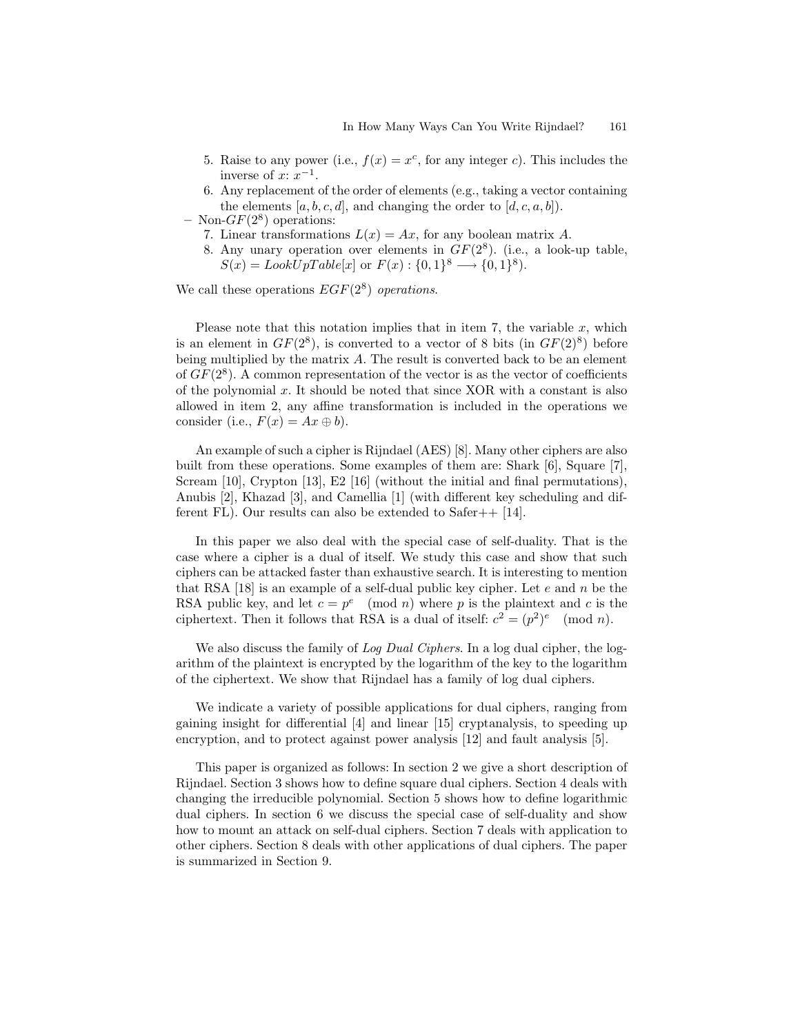5. Raise to any power (i.e., $f(x) = x^c$, for any integer $c$). This includes the inverse of $x$: $x^{-1}$.
6. Any replacement of the order of elements (e.g., taking a vector containing the elements $[a, b, c, d]$, and changing the order to $[d, c, a, b]$).

- Non-$GF(2^8)$ operations:

7. Linear transformations $L(x) = Ax$, for any boolean matrix $A$.
8. Any unary operation over elements in $GF(2^8)$. (i.e., a look-up table, $S(x) = LookUpTable[x]$ or $F(x) : \{0,1\}^8 \longrightarrow \{0,1\}^8$).

We call these operations *$EGF(2^8)$ operations*.

Please note that this notation implies that in item 7, the variable $x$, which is an element in $GF(2^8)$, is converted to a vector of 8 bits (in $GF(2)^8$) before being multiplied by the matrix $A$. The result is converted back to be an element of $GF(2^8)$. A common representation of the vector is as the vector of coefficients of the polynomial $x$. It should be noted that since XOR with a constant is also allowed in item 2, any affine transformation is included in the operations we consider (i.e., $F(x) = Ax \oplus b$).

An example of such a cipher is Rijndael (AES) [8]. Many other ciphers are also built from these operations. Some examples of them are: Shark [6], Square [7], Scream [10], Crypton [13], E2 [16] (without the initial and final permutations), Anubis [2], Khazad [3], and Camellia [1] (with different key scheduling and different FL). Our results can also be extended to Safer++ [14].

In this paper we also deal with the special case of self-duality. That is the case where a cipher is a dual of itself. We study this case and show that such ciphers can be attacked faster than exhaustive search. It is interesting to mention that RSA [18] is an example of a self-dual public key cipher. Let $e$ and $n$ be the RSA public key, and let $c = p^e \pmod n$ where $p$ is the plaintext and $c$ is the ciphertext. Then it follows that RSA is a dual of itself: $c^2 = (p^2)^e \pmod n$.

We also discuss the family of *Log Dual Ciphers*. In a log dual cipher, the logarithm of the plaintext is encrypted by the logarithm of the key to the logarithm of the ciphertext. We show that Rijndael has a family of log dual ciphers.

We indicate a variety of possible applications for dual ciphers, ranging from gaining insight for differential [4] and linear [15] cryptanalysis, to speeding up encryption, and to protect against power analysis [12] and fault analysis [5].

This paper is organized as follows: In section 2 we give a short description of Rijndael. Section 3 shows how to define square dual ciphers. Section 4 deals with changing the irreducible polynomial. Section 5 shows how to define logarithmic dual ciphers. In section 6 we discuss the special case of self-duality and show how to mount an attack on self-dual ciphers. Section 7 deals with application to other ciphers. Section 8 deals with other applications of dual ciphers. The paper is summarized in Section 9.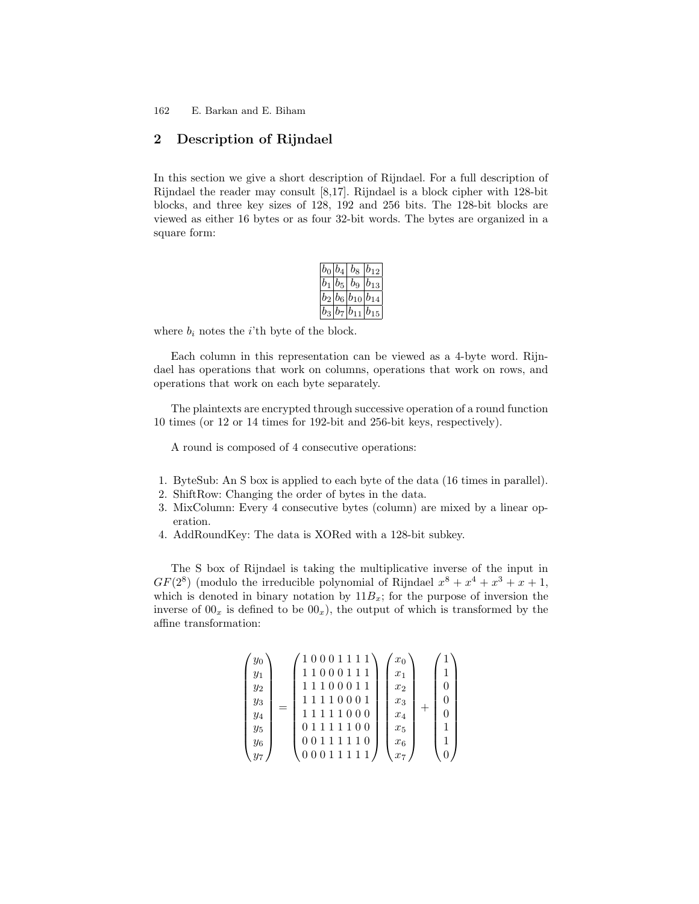## 2 Description of Rijndael

In this section we give a short description of Rijndael. For a full description of Rijndael the reader may consult [8,17]. Rijndael is a block cipher with 128-bit blocks, and three key sizes of 128, 192 and 256 bits. The 128-bit blocks are viewed as either 16 bytes or as four 32-bit words. The bytes are organized in a square form:

| $b_0$ | $b_4$ | $b_8$ | $b_{12}$ |
|---|---|---|---|
| $b_1$ | $b_5$ | $b_9$ | $b_{13}$ |
| $b_2$ | $b_6$ | $b_{10}$ | $b_{14}$ |
| $b_3$ | $b_7$ | $b_{11}$ | $b_{15}$ |

where $b_i$ notes the $i$'th byte of the block.

Each column in this representation can be viewed as a 4-byte word. Rijndael has operations that work on columns, operations that work on rows, and operations that work on each byte separately.

The plaintexts are encrypted through successive operation of a round function 10 times (or 12 or 14 times for 192-bit and 256-bit keys, respectively).

A round is composed of 4 consecutive operations:

1. ByteSub: An S box is applied to each byte of the data (16 times in parallel).
2. ShiftRow: Changing the order of bytes in the data.
3. MixColumn: Every 4 consecutive bytes (column) are mixed by a linear operation.
4. AddRoundKey: The data is XORed with a 128-bit subkey.

The S box of Rijndael is taking the multiplicative inverse of the input in $GF(2^8)$ (modulo the irreducible polynomial of Rijndael $x^8 + x^4 + x^3 + x + 1$, which is denoted in binary notation by $11B_x$; for the purpose of inversion the inverse of $00_x$ is defined to be $00_x$), the output of which is transformed by the affine transformation:

$$\begin{pmatrix} y_0 \\ y_1 \\ y_2 \\ y_3 \\ y_4 \\ y_5 \\ y_6 \\ y_7 \end{pmatrix} = \begin{pmatrix} 1\,0\,0\,0\,1\,1\,1\,1 \\ 1\,1\,0\,0\,0\,1\,1\,1 \\ 1\,1\,1\,0\,0\,0\,1\,1 \\ 1\,1\,1\,1\,0\,0\,0\,1 \\ 1\,1\,1\,1\,1\,0\,0\,0 \\ 0\,1\,1\,1\,1\,1\,0\,0 \\ 0\,0\,1\,1\,1\,1\,1\,0 \\ 0\,0\,0\,1\,1\,1\,1\,1 \end{pmatrix} \begin{pmatrix} x_0 \\ x_1 \\ x_2 \\ x_3 \\ x_4 \\ x_5 \\ x_6 \\ x_7 \end{pmatrix} + \begin{pmatrix} 1 \\ 1 \\ 0 \\ 0 \\ 0 \\ 1 \\ 1 \\ 0 \end{pmatrix}$$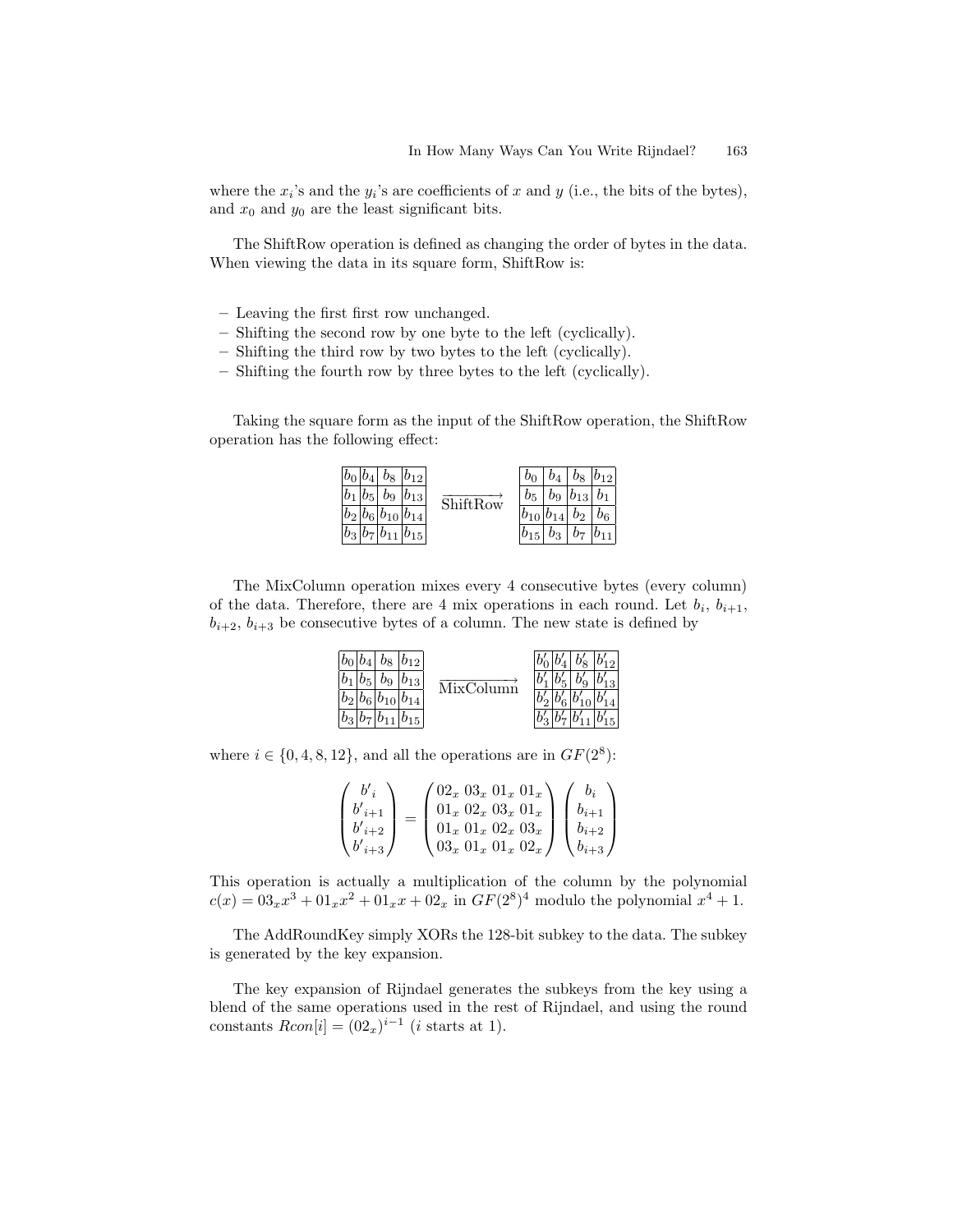where the $x_i$'s and the $y_i$'s are coefficients of $x$ and $y$ (i.e., the bits of the bytes), and $x_0$ and $y_0$ are the least significant bits.

The ShiftRow operation is defined as changing the order of bytes in the data. When viewing the data in its square form, ShiftRow is:

- Leaving the first first row unchanged.
- Shifting the second row by one byte to the left (cyclically).
- Shifting the third row by two bytes to the left (cyclically).
- Shifting the fourth row by three bytes to the left (cyclically).

Taking the square form as the input of the ShiftRow operation, the ShiftRow operation has the following effect:

$$
\begin{array}{|c|c|c|c|}\hline b_0 & b_4 & b_8 & b_{12} \\ \hline b_1 & b_5 & b_9 & b_{13} \\ \hline b_2 & b_6 & b_{10} & b_{14} \\ \hline b_3 & b_7 & b_{11} & b_{15} \\ \hline \end{array}
\xrightarrow{\text{ShiftRow}}
\begin{array}{|c|c|c|c|}\hline b_0 & b_4 & b_8 & b_{12} \\ \hline b_5 & b_9 & b_{13} & b_1 \\ \hline b_{10} & b_{14} & b_2 & b_6 \\ \hline b_{15} & b_3 & b_7 & b_{11} \\ \hline \end{array}
$$

The MixColumn operation mixes every 4 consecutive bytes (every column) of the data. Therefore, there are 4 mix operations in each round. Let $b_i$, $b_{i+1}$, $b_{i+2}$, $b_{i+3}$ be consecutive bytes of a column. The new state is defined by

$$
\begin{array}{|c|c|c|c|}\hline b_0 & b_4 & b_8 & b_{12} \\ \hline b_1 & b_5 & b_9 & b_{13} \\ \hline b_2 & b_6 & b_{10} & b_{14} \\ \hline b_3 & b_7 & b_{11} & b_{15} \\ \hline \end{array}
\xrightarrow{\text{MixColumn}}
\begin{array}{|c|c|c|c|}\hline b'_0 & b'_4 & b'_8 & b'_{12} \\ \hline b'_1 & b'_5 & b'_9 & b'_{13} \\ \hline b'_2 & b'_6 & b'_{10} & b'_{14} \\ \hline b'_3 & b'_7 & b'_{11} & b'_{15} \\ \hline \end{array}
$$

where $i \in \{0, 4, 8, 12\}$, and all the operations are in $GF(2^8)$:

$$
\begin{pmatrix} b'_i \\ b'_{i+1} \\ b'_{i+2} \\ b'_{i+3} \end{pmatrix} = \begin{pmatrix} 02_x & 03_x & 01_x & 01_x \\ 01_x & 02_x & 03_x & 01_x \\ 01_x & 01_x & 02_x & 03_x \\ 03_x & 01_x & 01_x & 02_x \end{pmatrix} \begin{pmatrix} b_i \\ b_{i+1} \\ b_{i+2} \\ b_{i+3} \end{pmatrix}
$$

This operation is actually a multiplication of the column by the polynomial $c(x) = 03_x x^3 + 01_x x^2 + 01_x x + 02_x$ in $GF(2^8)^4$ modulo the polynomial $x^4 + 1$.

The AddRoundKey simply XORs the 128-bit subkey to the data. The subkey is generated by the key expansion.

The key expansion of Rijndael generates the subkeys from the key using a blend of the same operations used in the rest of Rijndael, and using the round constants $Rcon[i] = (02_x)^{i-1}$ ($i$ starts at 1).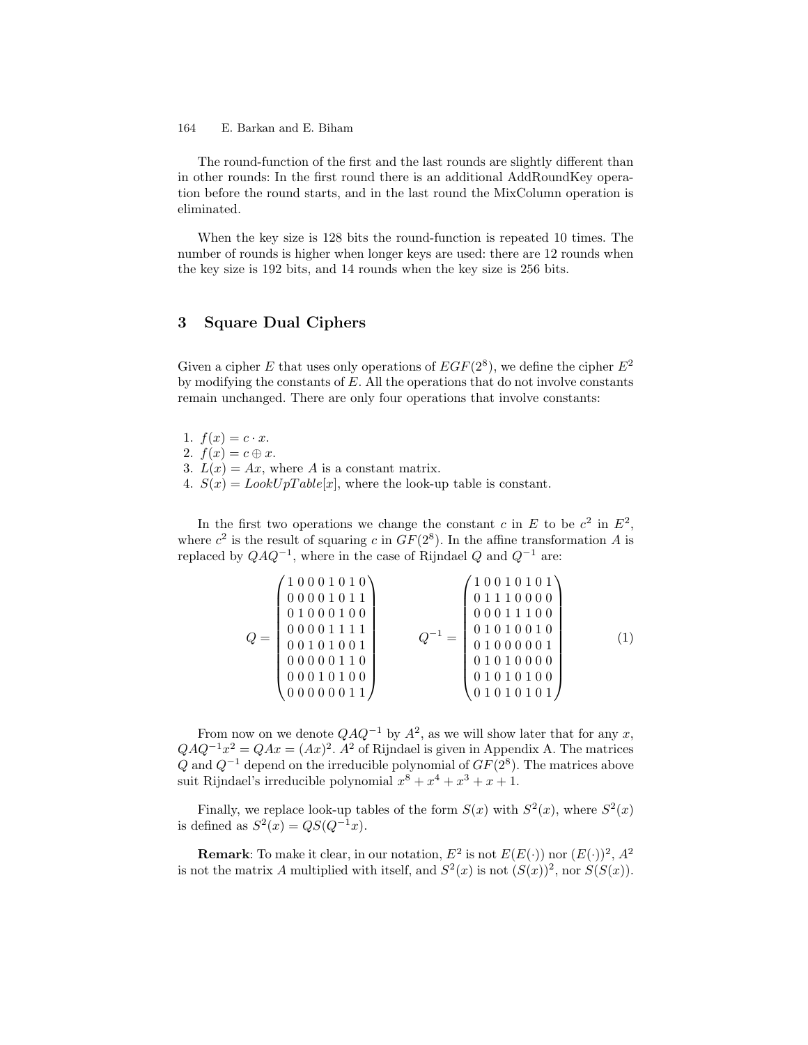The round-function of the first and the last rounds are slightly different than in other rounds: In the first round there is an additional AddRoundKey operation before the round starts, and in the last round the MixColumn operation is eliminated.

When the key size is 128 bits the round-function is repeated 10 times. The number of rounds is higher when longer keys are used: there are 12 rounds when the key size is 192 bits, and 14 rounds when the key size is 256 bits.

## 3 Square Dual Ciphers

Given a cipher $E$ that uses only operations of $EGF(2^8)$, we define the cipher $E^2$ by modifying the constants of $E$. All the operations that do not involve constants remain unchanged. There are only four operations that involve constants:

1. $f(x) = c \cdot x$.
2. $f(x) = c \oplus x$.
3. $L(x) = Ax$, where $A$ is a constant matrix.
4. $S(x) = LookUpTable[x]$, where the look-up table is constant.

In the first two operations we change the constant $c$ in $E$ to be $c^2$ in $E^2$, where $c^2$ is the result of squaring $c$ in $GF(2^8)$. In the affine transformation $A$ is replaced by $QAQ^{-1}$, where in the case of Rijndael $Q$ and $Q^{-1}$ are:

$$Q = \begin{pmatrix} 1\,0\,0\,0\,1\,0\,1\,0 \\ 0\,0\,0\,0\,1\,0\,1\,1 \\ 0\,1\,0\,0\,0\,1\,0\,0 \\ 0\,0\,0\,0\,1\,1\,1\,1 \\ 0\,0\,1\,0\,1\,0\,0\,1 \\ 0\,0\,0\,0\,0\,1\,1\,0 \\ 0\,0\,0\,1\,0\,1\,0\,0 \\ 0\,0\,0\,0\,0\,0\,1\,1 \end{pmatrix} \qquad Q^{-1} = \begin{pmatrix} 1\,0\,0\,1\,0\,1\,0\,1 \\ 0\,1\,1\,1\,0\,0\,0\,0 \\ 0\,0\,0\,1\,1\,1\,0\,0 \\ 0\,1\,0\,1\,0\,0\,1\,0 \\ 0\,1\,0\,0\,0\,0\,0\,1 \\ 0\,1\,0\,1\,0\,0\,0\,0 \\ 0\,1\,0\,1\,0\,1\,0\,0 \\ 0\,1\,0\,1\,0\,1\,0\,1 \end{pmatrix} \tag{1}$$

From now on we denote $QAQ^{-1}$ by $A^2$, as we will show later that for any $x$, $QAQ^{-1}x^2 = QAx = (Ax)^2$. $A^2$ of Rijndael is given in Appendix A. The matrices $Q$ and $Q^{-1}$ depend on the irreducible polynomial of $GF(2^8)$. The matrices above suit Rijndael's irreducible polynomial $x^8 + x^4 + x^3 + x + 1$.

Finally, we replace look-up tables of the form $S(x)$ with $S^2(x)$, where $S^2(x)$ is defined as $S^2(x) = QS(Q^{-1}x)$.

**Remark**: To make it clear, in our notation, $E^2$ is not $E(E(\cdot))$ nor $(E(\cdot))^2$, $A^2$ is not the matrix $A$ multiplied with itself, and $S^2(x)$ is not $(S(x))^2$, nor $S(S(x))$.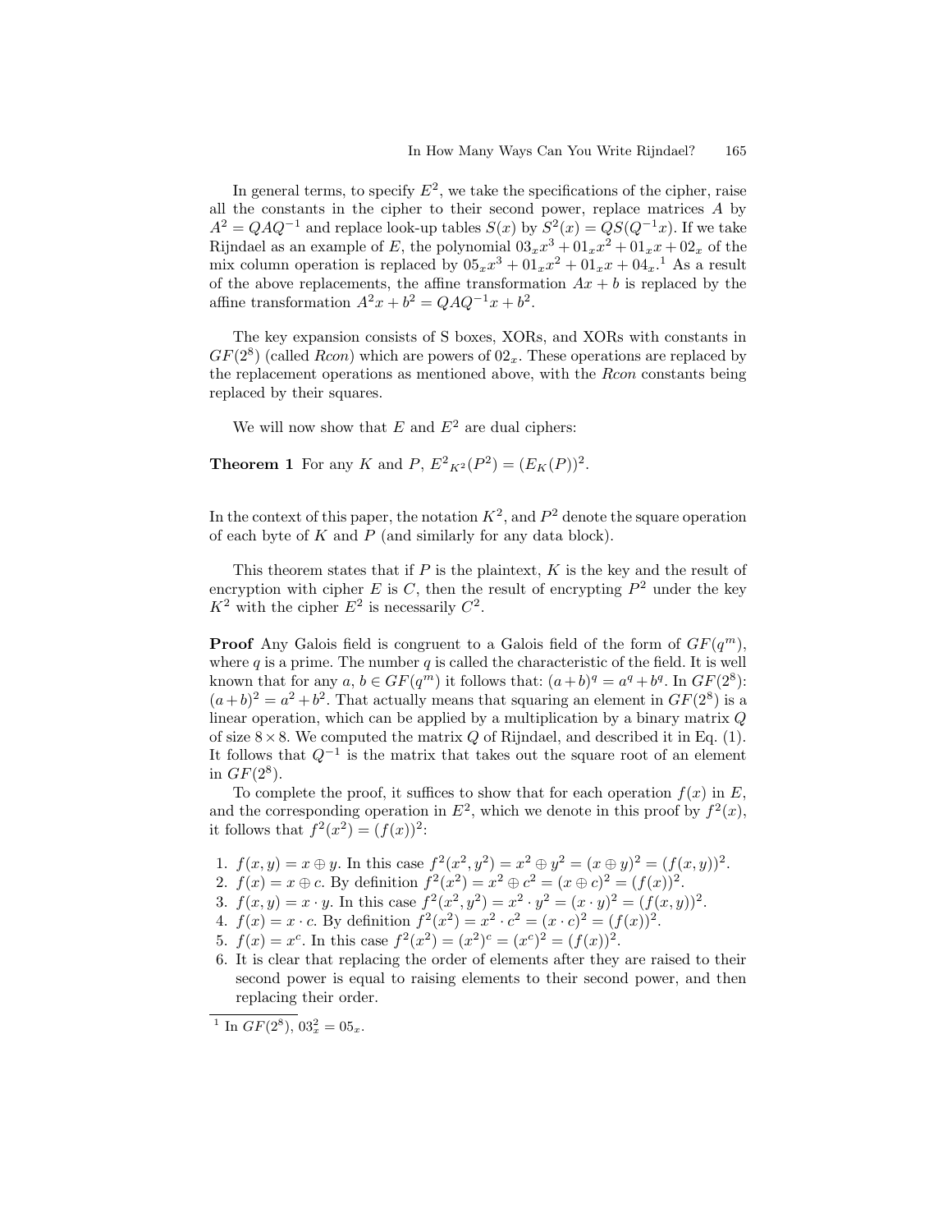In general terms, to specify $E^2$, we take the specifications of the cipher, raise all the constants in the cipher to their second power, replace matrices $A$ by $A^2 = QAQ^{-1}$ and replace look-up tables $S(x)$ by $S^2(x) = QS(Q^{-1}x)$. If we take Rijndael as an example of $E$, the polynomial $03_x x^3 + 01_x x^2 + 01_x x + 02_x$ of the mix column operation is replaced by $05_x x^3 + 01_x x^2 + 01_x x + 04_x$.[1] As a result of the above replacements, the affine transformation $Ax + b$ is replaced by the affine transformation $A^2 x + b^2 = QAQ^{-1}x + b^2$.

The key expansion consists of S boxes, XORs, and XORs with constants in $GF(2^8)$ (called *Rcon*) which are powers of $02_x$. These operations are replaced by the replacement operations as mentioned above, with the *Rcon* constants being replaced by their squares.

We will now show that $E$ and $E^2$ are dual ciphers:

**Theorem 1** For any $K$ and $P$, ${E^2}_{K^2}(P^2) = (E_K(P))^2$.

In the context of this paper, the notation $K^2$, and $P^2$ denote the square operation of each byte of $K$ and $P$ (and similarly for any data block).

This theorem states that if $P$ is the plaintext, $K$ is the key and the result of encryption with cipher $E$ is $C$, then the result of encrypting $P^2$ under the key $K^2$ with the cipher $E^2$ is necessarily $C^2$.

**Proof** Any Galois field is congruent to a Galois field of the form of $GF(q^m)$, where $q$ is a prime. The number $q$ is called the characteristic of the field. It is well known that for any $a, b \in GF(q^m)$ it follows that: $(a+b)^q = a^q + b^q$. In $GF(2^8)$: $(a+b)^2 = a^2 + b^2$. That actually means that squaring an element in $GF(2^8)$ is a linear operation, which can be applied by a multiplication by a binary matrix $Q$ of size $8 \times 8$. We computed the matrix $Q$ of Rijndael, and described it in Eq. (1). It follows that $Q^{-1}$ is the matrix that takes out the square root of an element in $GF(2^8)$.

To complete the proof, it suffices to show that for each operation $f(x)$ in $E$, and the corresponding operation in $E^2$, which we denote in this proof by $f^2(x)$, it follows that $f^2(x^2) = (f(x))^2$:

1. $f(x, y) = x \oplus y$. In this case $f^2(x^2, y^2) = x^2 \oplus y^2 = (x \oplus y)^2 = (f(x, y))^2$.
2. $f(x) = x \oplus c$. By definition $f^2(x^2) = x^2 \oplus c^2 = (x \oplus c)^2 = (f(x))^2$.
3. $f(x, y) = x \cdot y$. In this case $f^2(x^2, y^2) = x^2 \cdot y^2 = (x \cdot y)^2 = (f(x, y))^2$.
4. $f(x) = x \cdot c$. By definition $f^2(x^2) = x^2 \cdot c^2 = (x \cdot c)^2 = (f(x))^2$.
5. $f(x) = x^c$. In this case $f^2(x^2) = (x^2)^c = (x^c)^2 = (f(x))^2$.
6. It is clear that replacing the order of elements after they are raised to their second power is equal to raising elements to their second power, and then replacing their order.

[1] In $GF(2^8)$, $03_x^2 = 05_x$.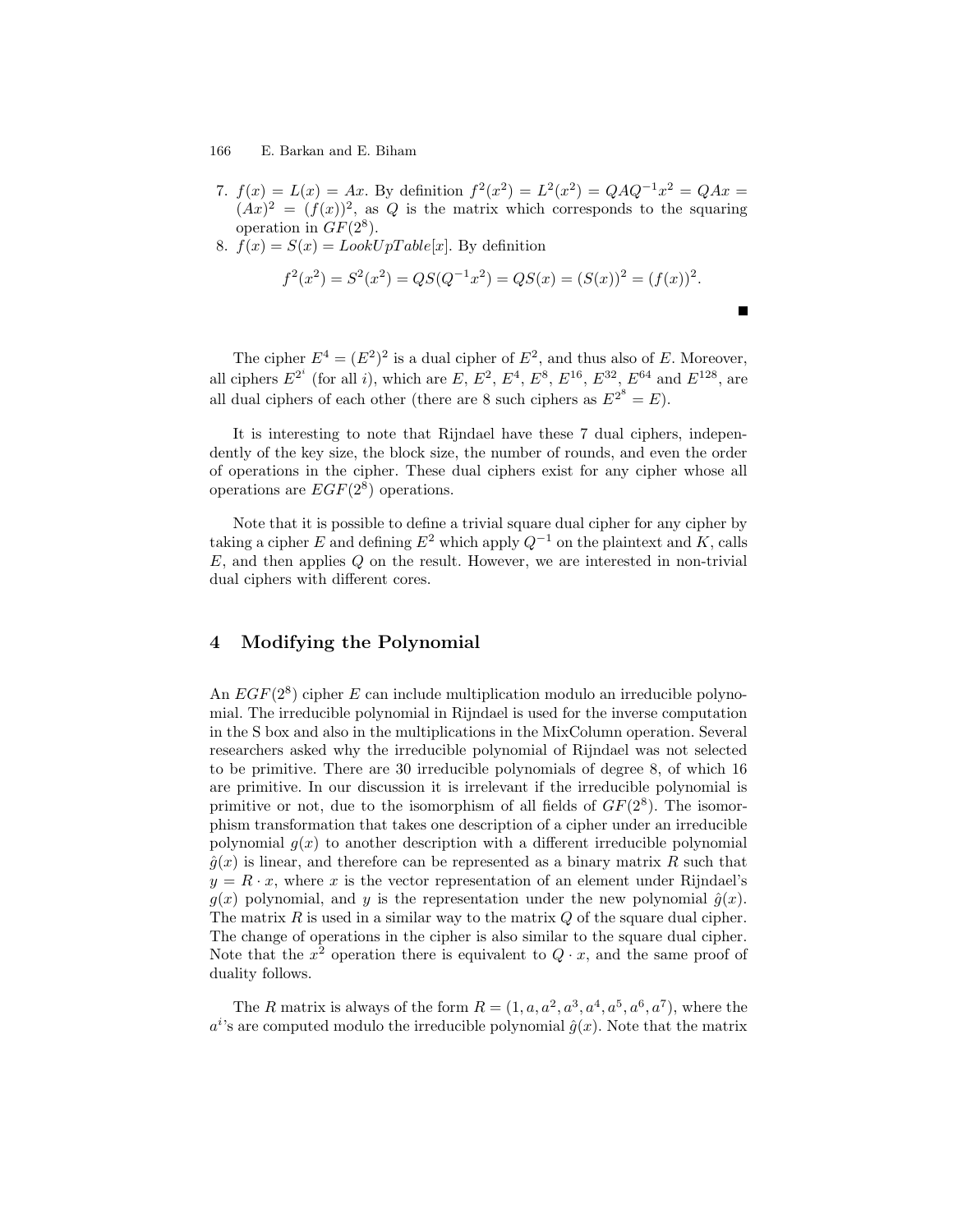7. $f(x) = L(x) = Ax$. By definition $f^2(x^2) = L^2(x^2) = QAQ^{-1}x^2 = QAx = (Ax)^2 = (f(x))^2$, as $Q$ is the matrix which corresponds to the squaring operation in $GF(2^8)$.
8. $f(x) = S(x) = LookUpTable[x]$. By definition

$$f^2(x^2) = S^2(x^2) = QS(Q^{-1}x^2) = QS(x) = (S(x))^2 = (f(x))^2.$$

■

The cipher $E^4 = (E^2)^2$ is a dual cipher of $E^2$, and thus also of $E$. Moreover, all ciphers $E^{2^i}$ (for all $i$), which are $E$, $E^2$, $E^4$, $E^8$, $E^{16}$, $E^{32}$, $E^{64}$ and $E^{128}$, are all dual ciphers of each other (there are 8 such ciphers as $E^{2^8} = E$).

It is interesting to note that Rijndael have these 7 dual ciphers, independently of the key size, the block size, the number of rounds, and even the order of operations in the cipher. These dual ciphers exist for any cipher whose all operations are $EGF(2^8)$ operations.

Note that it is possible to define a trivial square dual cipher for any cipher by taking a cipher $E$ and defining $E^2$ which apply $Q^{-1}$ on the plaintext and $K$, calls $E$, and then applies $Q$ on the result. However, we are interested in non-trivial dual ciphers with different cores.

## 4 Modifying the Polynomial

An $EGF(2^8)$ cipher $E$ can include multiplication modulo an irreducible polynomial. The irreducible polynomial in Rijndael is used for the inverse computation in the S box and also in the multiplications in the MixColumn operation. Several researchers asked why the irreducible polynomial of Rijndael was not selected to be primitive. There are 30 irreducible polynomials of degree 8, of which 16 are primitive. In our discussion it is irrelevant if the irreducible polynomial is primitive or not, due to the isomorphism of all fields of $GF(2^8)$. The isomorphism transformation that takes one description of a cipher under an irreducible polynomial $g(x)$ to another description with a different irreducible polynomial $\hat{g}(x)$ is linear, and therefore can be represented as a binary matrix $R$ such that $y = R \cdot x$, where $x$ is the vector representation of an element under Rijndael's $g(x)$ polynomial, and $y$ is the representation under the new polynomial $\hat{g}(x)$. The matrix $R$ is used in a similar way to the matrix $Q$ of the square dual cipher. The change of operations in the cipher is also similar to the square dual cipher. Note that the $x^2$ operation there is equivalent to $Q \cdot x$, and the same proof of duality follows.

The $R$ matrix is always of the form $R = (1, a, a^2, a^3, a^4, a^5, a^6, a^7)$, where the $a^i$'s are computed modulo the irreducible polynomial $\hat{g}(x)$. Note that the matrix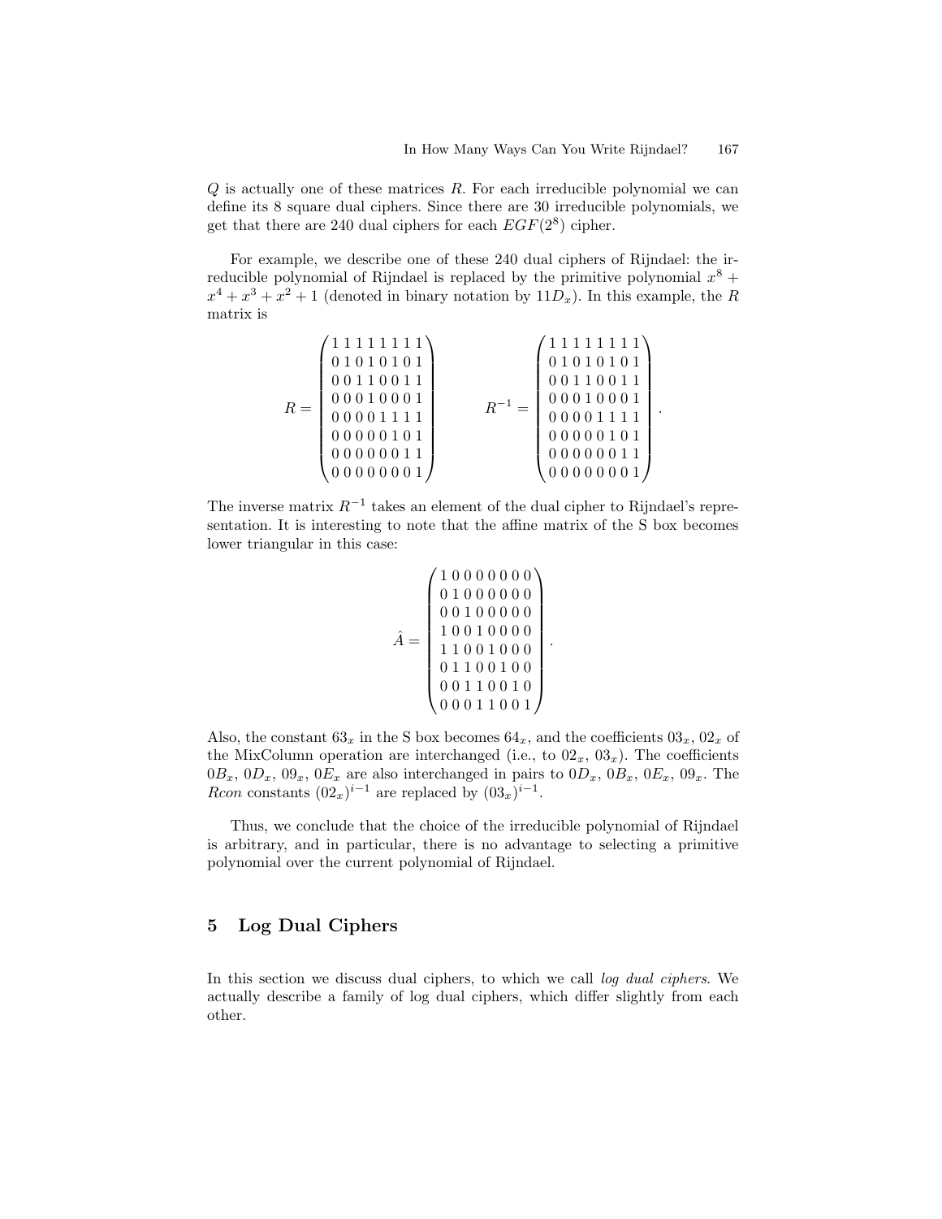$Q$ is actually one of these matrices $R$. For each irreducible polynomial we can define its 8 square dual ciphers. Since there are 30 irreducible polynomials, we get that there are 240 dual ciphers for each $EGF(2^8)$ cipher.

For example, we describe one of these 240 dual ciphers of Rijndael: the irreducible polynomial of Rijndael is replaced by the primitive polynomial $x^8 + x^4 + x^3 + x^2 + 1$ (denoted in binary notation by $11D_x$). In this example, the $R$ matrix is

$$
R = \begin{pmatrix}
1\,1\,1\,1\,1\,1\,1\,1 \\
0\,1\,0\,1\,0\,1\,0\,1 \\
0\,0\,1\,1\,0\,0\,1\,1 \\
0\,0\,0\,1\,0\,0\,0\,1 \\
0\,0\,0\,0\,1\,1\,1\,1 \\
0\,0\,0\,0\,0\,1\,0\,1 \\
0\,0\,0\,0\,0\,0\,1\,1 \\
0\,0\,0\,0\,0\,0\,0\,1
\end{pmatrix}
\qquad
R^{-1} = \begin{pmatrix}
1\,1\,1\,1\,1\,1\,1\,1 \\
0\,1\,0\,1\,0\,1\,0\,1 \\
0\,0\,1\,1\,0\,0\,1\,1 \\
0\,0\,0\,1\,0\,0\,0\,1 \\
0\,0\,0\,0\,1\,1\,1\,1 \\
0\,0\,0\,0\,0\,1\,0\,1 \\
0\,0\,0\,0\,0\,0\,1\,1 \\
0\,0\,0\,0\,0\,0\,0\,1
\end{pmatrix}.
$$

The inverse matrix $R^{-1}$ takes an element of the dual cipher to Rijndael's representation. It is interesting to note that the affine matrix of the S box becomes lower triangular in this case:

$$
\hat{A} = \begin{pmatrix}
1\,0\,0\,0\,0\,0\,0\,0 \\
0\,1\,0\,0\,0\,0\,0\,0 \\
0\,0\,1\,0\,0\,0\,0\,0 \\
1\,0\,0\,1\,0\,0\,0\,0 \\
1\,1\,0\,0\,1\,0\,0\,0 \\
0\,1\,1\,0\,0\,1\,0\,0 \\
0\,0\,1\,1\,0\,0\,1\,0 \\
0\,0\,0\,1\,1\,0\,0\,1
\end{pmatrix}.
$$

Also, the constant $63_x$ in the S box becomes $64_x$, and the coefficients $03_x$, $02_x$ of the MixColumn operation are interchanged (i.e., to $02_x$, $03_x$). The coefficients $0B_x$, $0D_x$, $09_x$, $0E_x$ are also interchanged in pairs to $0D_x$, $0B_x$, $0E_x$, $09_x$. The *Rcon* constants $(02_x)^{i-1}$ are replaced by $(03_x)^{i-1}$.

Thus, we conclude that the choice of the irreducible polynomial of Rijndael is arbitrary, and in particular, there is no advantage to selecting a primitive polynomial over the current polynomial of Rijndael.

## 5 Log Dual Ciphers

In this section we discuss dual ciphers, to which we call *log dual ciphers*. We actually describe a family of log dual ciphers, which differ slightly from each other.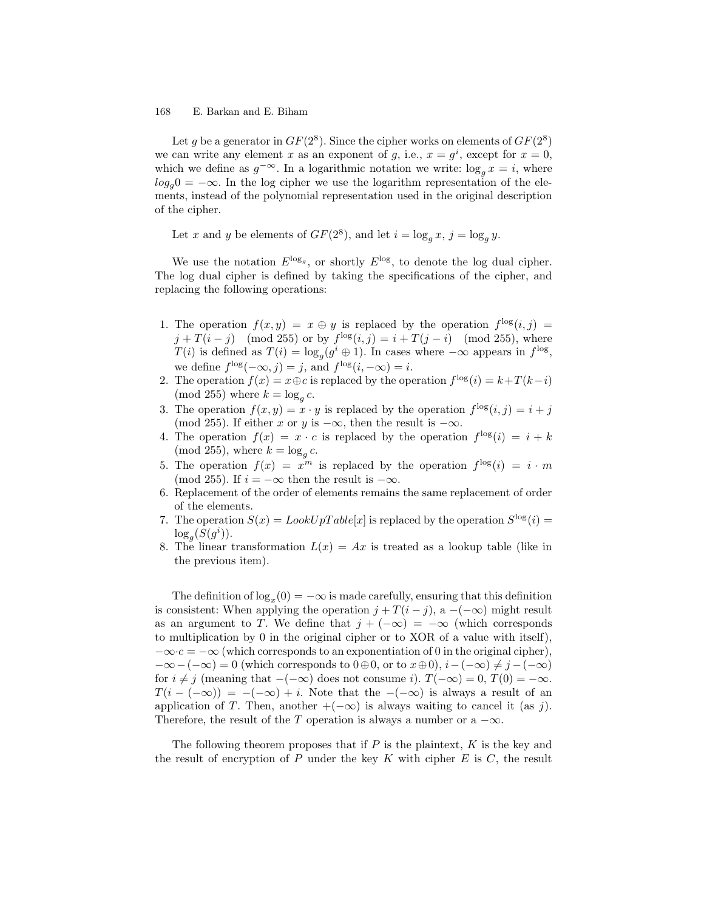Let $g$ be a generator in $GF(2^8)$. Since the cipher works on elements of $GF(2^8)$ we can write any element $x$ as an exponent of $g$, i.e., $x = g^i$, except for $x = 0$, which we define as $g^{-\infty}$. In a logarithmic notation we write: $\log_g x = i$, where $log_g 0 = -\infty$. In the log cipher we use the logarithm representation of the elements, instead of the polynomial representation used in the original description of the cipher.

Let $x$ and $y$ be elements of $GF(2^8)$, and let $i = \log_g x$, $j = \log_g y$.

We use the notation $E^{\log_g}$, or shortly $E^{\log}$, to denote the log dual cipher. The log dual cipher is defined by taking the specifications of the cipher, and replacing the following operations:

1. The operation $f(x, y) = x \oplus y$ is replaced by the operation $f^{\log}(i, j) = j + T(i - j) \pmod{255}$ or by $f^{\log}(i, j) = i + T(j - i) \pmod{255}$, where $T(i)$ is defined as $T(i) = \log_g(g^i \oplus 1)$. In cases where $-\infty$ appears in $f^{\log}$, we define $f^{\log}(-\infty, j) = j$, and $f^{\log}(i, -\infty) = i$.
2. The operation $f(x) = x \oplus c$ is replaced by the operation $f^{\log}(i) = k + T(k - i) \pmod{255}$ where $k = \log_g c$.
3. The operation $f(x, y) = x \cdot y$ is replaced by the operation $f^{\log}(i, j) = i + j \pmod{255}$. If either $x$ or $y$ is $-\infty$, then the result is $-\infty$.
4. The operation $f(x) = x \cdot c$ is replaced by the operation $f^{\log}(i) = i + k \pmod{255}$, where $k = \log_g c$.
5. The operation $f(x) = x^m$ is replaced by the operation $f^{\log}(i) = i \cdot m \pmod{255}$. If $i = -\infty$ then the result is $-\infty$.
6. Replacement of the order of elements remains the same replacement of order of the elements.
7. The operation $S(x) = LookUpTable[x]$ is replaced by the operation $S^{\log}(i) = \log_g(S(g^i))$.
8. The linear transformation $L(x) = Ax$ is treated as a lookup table (like in the previous item).

The definition of $\log_x(0) = -\infty$ is made carefully, ensuring that this definition is consistent: When applying the operation $j + T(i - j)$, a $-(-\infty)$ might result as an argument to $T$. We define that $j + (-\infty) = -\infty$ (which corresponds to multiplication by 0 in the original cipher or to XOR of a value with itself), $-\infty \cdot c = -\infty$ (which corresponds to an exponentiation of 0 in the original cipher), $-\infty - (-\infty) = 0$ (which corresponds to $0 \oplus 0$, or to $x \oplus 0$), $i - (-\infty) \neq j - (-\infty)$ for $i \neq j$ (meaning that $-(-\infty)$ does not consume $i$). $T(-\infty) = 0$, $T(0) = -\infty$. $T(i - (-\infty)) = -(-\infty) + i$. Note that the $-(-\infty)$ is always a result of an application of $T$. Then, another $+(-\infty)$ is always waiting to cancel it (as $j$). Therefore, the result of the $T$ operation is always a number or a $-\infty$.

The following theorem proposes that if $P$ is the plaintext, $K$ is the key and the result of encryption of $P$ under the key $K$ with cipher $E$ is $C$, the result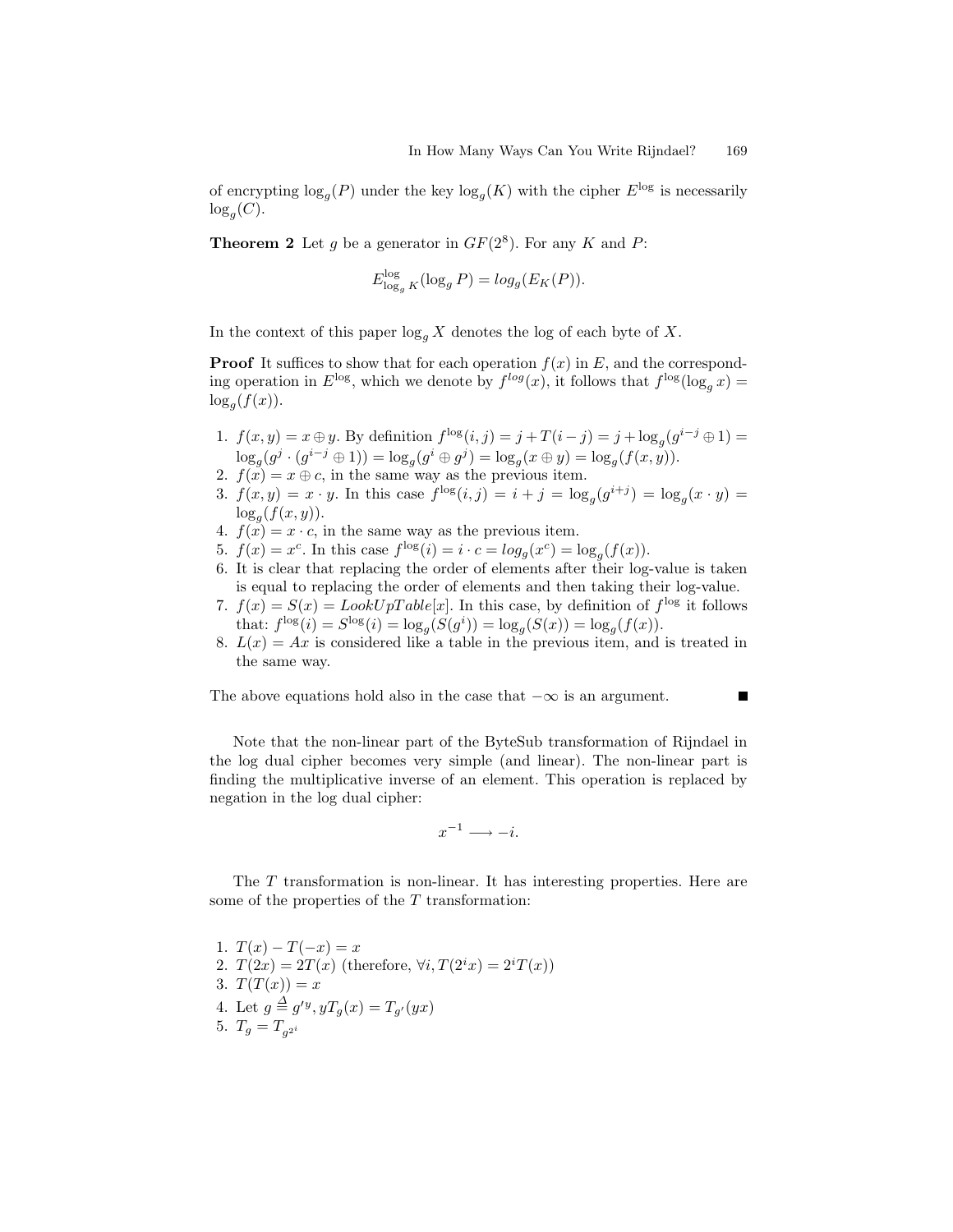of encrypting $\log_g(P)$ under the key $\log_g(K)$ with the cipher $E^{\log}$ is necessarily $\log_g(C)$.

**Theorem 2** Let $g$ be a generator in $GF(2^8)$. For any $K$ and $P$:

$$E^{\log}_{\log_g K}(\log_g P) = log_g(E_K(P)).$$

In the context of this paper $\log_g X$ denotes the log of each byte of $X$.

**Proof** It suffices to show that for each operation $f(x)$ in $E$, and the corresponding operation in $E^{\log}$, which we denote by $f^{log}(x)$, it follows that $f^{\log}(\log_g x) = \log_g(f(x))$.

1. $f(x,y) = x \oplus y$. By definition $f^{\log}(i,j) = j + T(i-j) = j + \log_g(g^{i-j} \oplus 1) = \log_g(g^j \cdot (g^{i-j} \oplus 1)) = \log_g(g^i \oplus g^j) = \log_g(x \oplus y) = \log_g(f(x,y))$.
2. $f(x) = x \oplus c$, in the same way as the previous item.
3. $f(x,y) = x \cdot y$. In this case $f^{\log}(i,j) = i + j = \log_g(g^{i+j}) = \log_g(x \cdot y) = \log_g(f(x,y))$.
4. $f(x) = x \cdot c$, in the same way as the previous item.
5. $f(x) = x^c$. In this case $f^{\log}(i) = i \cdot c = log_g(x^c) = \log_g(f(x))$.
6. It is clear that replacing the order of elements after their log-value is taken is equal to replacing the order of elements and then taking their log-value.
7. $f(x) = S(x) = LookUpTable[x]$. In this case, by definition of $f^{\log}$ it follows that: $f^{\log}(i) = S^{\log}(i) = \log_g(S(g^i)) = \log_g(S(x)) = \log_g(f(x))$.
8. $L(x) = Ax$ is considered like a table in the previous item, and is treated in the same way.

The above equations hold also in the case that $-\infty$ is an argument. ∎

Note that the non-linear part of the ByteSub transformation of Rijndael in the log dual cipher becomes very simple (and linear). The non-linear part is finding the multiplicative inverse of an element. This operation is replaced by negation in the log dual cipher:

$$x^{-1} \longrightarrow -i.$$

The $T$ transformation is non-linear. It has interesting properties. Here are some of the properties of the $T$ transformation:

1. $T(x) - T(-x) = x$
2. $T(2x) = 2T(x)$ (therefore, $\forall i, T(2^i x) = 2^i T(x)$)
3. $T(T(x)) = x$
4. Let $g \stackrel{\Delta}{=} g'^y, yT_g(x) = T_{g'}(yx)$
5. $T_g = T_{g^{2^i}}$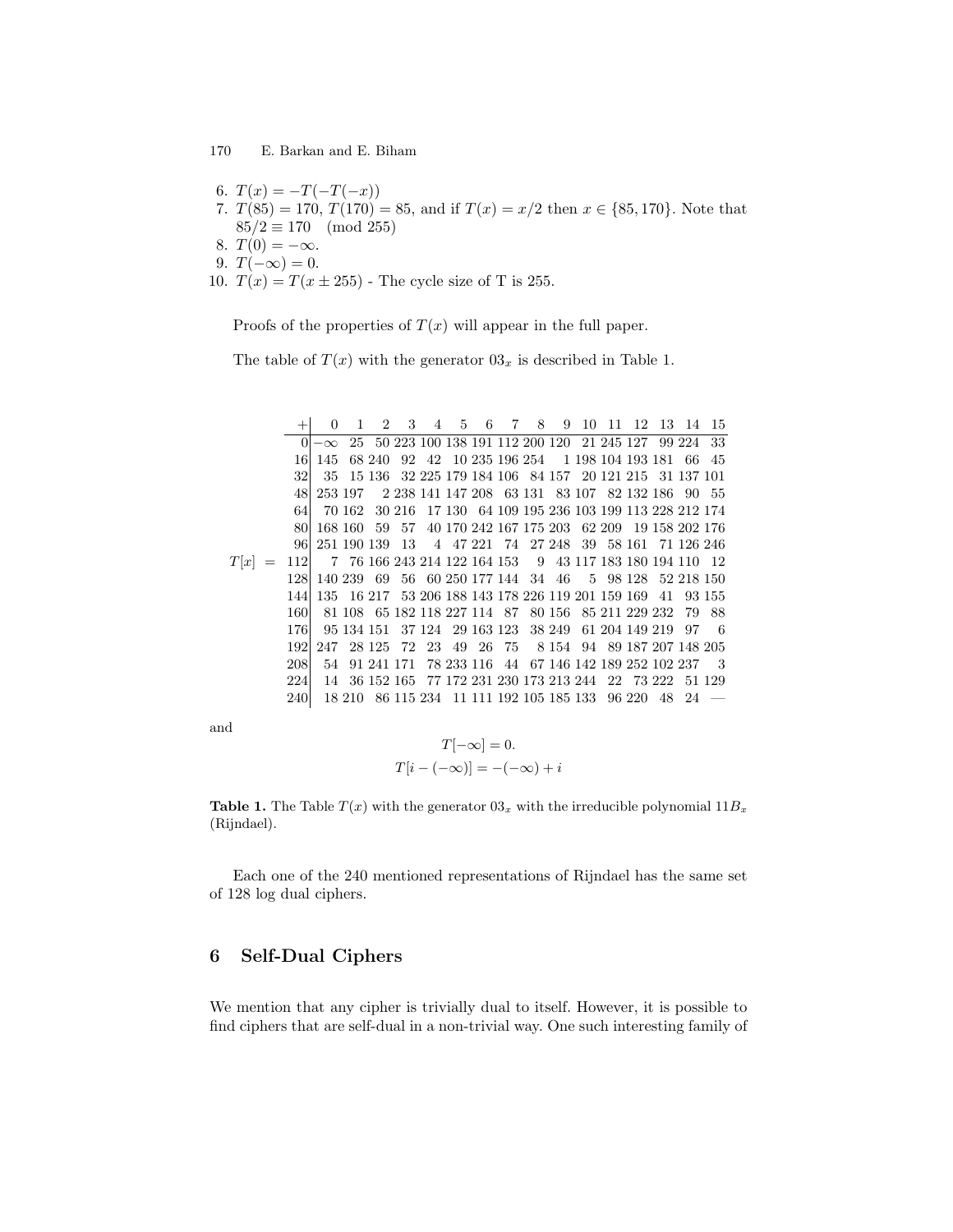6. $T(x) = -T(-T(-x))$
7. $T(85) = 170$, $T(170) = 85$, and if $T(x) = x/2$ then $x \in \{85, 170\}$. Note that $85/2 \equiv 170 \pmod{255}$
8. $T(0) = -\infty$.
9. $T(-\infty) = 0$.
10. $T(x) = T(x \pm 255)$ - The cycle size of T is 255.

Proofs of the properties of $T(x)$ will appear in the full paper.

The table of $T(x)$ with the generator $03_x$ is described in Table 1.

$T[x] =$

| + | 0 | 1 | 2 | 3 | 4 | 5 | 6 | 7 | 8 | 9 | 10 | 11 | 12 | 13 | 14 | 15 |
|---|---|---|---|---|---|---|---|---|---|---|---|---|---|---|---|---|
| 0 | $-\infty$ | 25 | 50 | 223 | 100 | 138 | 191 | 112 | 200 | 120 | 21 | 245 | 127 | 99 | 224 | 33 |
| 16 | 145 | 68 | 240 | 92 | 42 | 10 | 235 | 196 | 254 | 1 | 198 | 104 | 193 | 181 | 66 | 45 |
| 32 | 35 | 15 | 136 | 32 | 225 | 179 | 184 | 106 | 84 | 157 | 20 | 121 | 215 | 31 | 137 | 101 |
| 48 | 253 | 197 | 2 | 238 | 141 | 147 | 208 | 63 | 131 | 83 | 107 | 82 | 132 | 186 | 90 | 55 |
| 64 | 70 | 162 | 30 | 216 | 17 | 130 | 64 | 109 | 195 | 236 | 103 | 199 | 113 | 228 | 212 | 174 |
| 80 | 168 | 160 | 59 | 57 | 40 | 170 | 242 | 167 | 175 | 203 | 62 | 209 | 19 | 158 | 202 | 176 |
| 96 | 251 | 190 | 139 | 13 | 4 | 47 | 221 | 74 | 27 | 248 | 39 | 58 | 161 | 71 | 126 | 246 |
| 112 | 7 | 76 | 166 | 243 | 214 | 122 | 164 | 153 | 9 | 43 | 117 | 183 | 180 | 194 | 110 | 12 |
| 128 | 140 | 239 | 69 | 56 | 60 | 250 | 177 | 144 | 34 | 46 | 5 | 98 | 128 | 52 | 218 | 150 |
| 144 | 135 | 16 | 217 | 53 | 206 | 188 | 143 | 178 | 226 | 119 | 201 | 159 | 169 | 41 | 93 | 155 |
| 160 | 81 | 108 | 65 | 182 | 118 | 227 | 114 | 87 | 80 | 156 | 85 | 211 | 229 | 232 | 79 | 88 |
| 176 | 95 | 134 | 151 | 37 | 124 | 29 | 163 | 123 | 38 | 249 | 61 | 204 | 149 | 219 | 97 | 6 |
| 192 | 247 | 28 | 125 | 72 | 23 | 49 | 26 | 75 | 8 | 154 | 94 | 89 | 187 | 207 | 148 | 205 |
| 208 | 54 | 91 | 241 | 171 | 78 | 233 | 116 | 44 | 67 | 146 | 142 | 189 | 252 | 102 | 237 | 3 |
| 224 | 14 | 36 | 152 | 165 | 77 | 172 | 231 | 230 | 173 | 213 | 244 | 22 | 73 | 222 | 51 | 129 |
| 240 | 18 | 210 | 86 | 115 | 234 | 11 | 111 | 192 | 105 | 185 | 133 | 96 | 220 | 48 | 24 | — |

and

$$T[-\infty] = 0.$$
$$T[i - (-\infty)] = -(-\infty) + i$$

**Table 1.** The Table $T(x)$ with the generator $03_x$ with the irreducible polynomial $11B_x$ (Rijndael).

Each one of the 240 mentioned representations of Rijndael has the same set of 128 log dual ciphers.

## 6 Self-Dual Ciphers

We mention that any cipher is trivially dual to itself. However, it is possible to find ciphers that are self-dual in a non-trivial way. One such interesting family of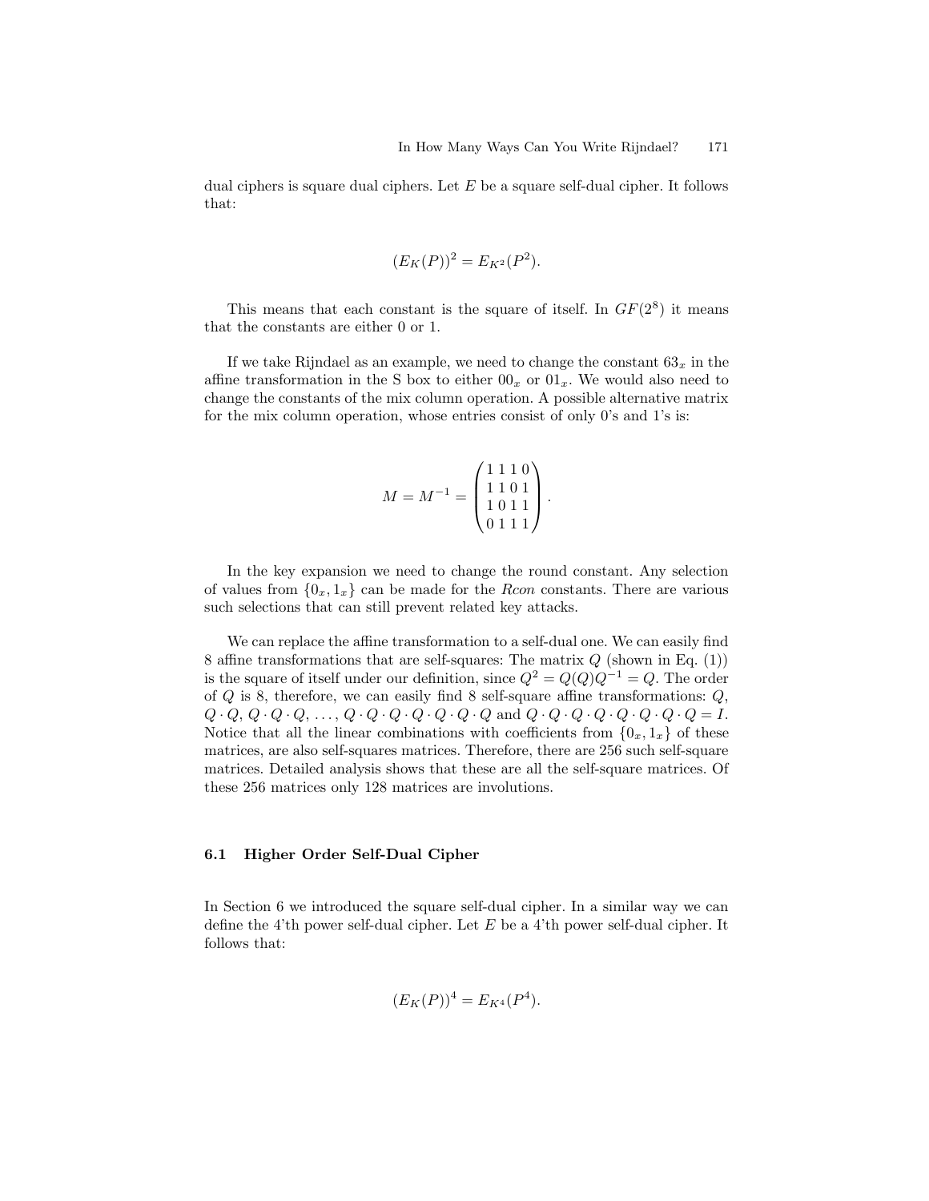dual ciphers is square dual ciphers. Let $E$ be a square self-dual cipher. It follows that:

$$(E_K(P))^2 = E_{K^2}(P^2).$$

This means that each constant is the square of itself. In $GF(2^8)$ it means that the constants are either 0 or 1.

If we take Rijndael as an example, we need to change the constant $63_x$ in the affine transformation in the S box to either $00_x$ or $01_x$. We would also need to change the constants of the mix column operation. A possible alternative matrix for the mix column operation, whose entries consist of only 0's and 1's is:

$$M = M^{-1} = \begin{pmatrix} 1\,1\,1\,0 \\ 1\,1\,0\,1 \\ 1\,0\,1\,1 \\ 0\,1\,1\,1 \end{pmatrix}.$$

In the key expansion we need to change the round constant. Any selection of values from $\{0_x, 1_x\}$ can be made for the *Rcon* constants. There are various such selections that can still prevent related key attacks.

We can replace the affine transformation to a self-dual one. We can easily find 8 affine transformations that are self-squares: The matrix $Q$ (shown in Eq. (1)) is the square of itself under our definition, since $Q^2 = Q(Q)Q^{-1} = Q$. The order of $Q$ is 8, therefore, we can easily find 8 self-square affine transformations: $Q$, $Q \cdot Q$, $Q \cdot Q \cdot Q$, $\ldots$, $Q \cdot Q \cdot Q \cdot Q \cdot Q \cdot Q \cdot Q$ and $Q \cdot Q \cdot Q \cdot Q \cdot Q \cdot Q \cdot Q \cdot Q = I$. Notice that all the linear combinations with coefficients from $\{0_x, 1_x\}$ of these matrices, are also self-squares matrices. Therefore, there are 256 such self-square matrices. Detailed analysis shows that these are all the self-square matrices. Of these 256 matrices only 128 matrices are involutions.

### 6.1 Higher Order Self-Dual Cipher

In Section 6 we introduced the square self-dual cipher. In a similar way we can define the 4'th power self-dual cipher. Let $E$ be a 4'th power self-dual cipher. It follows that:

$$(E_K(P))^4 = E_{K^4}(P^4).$$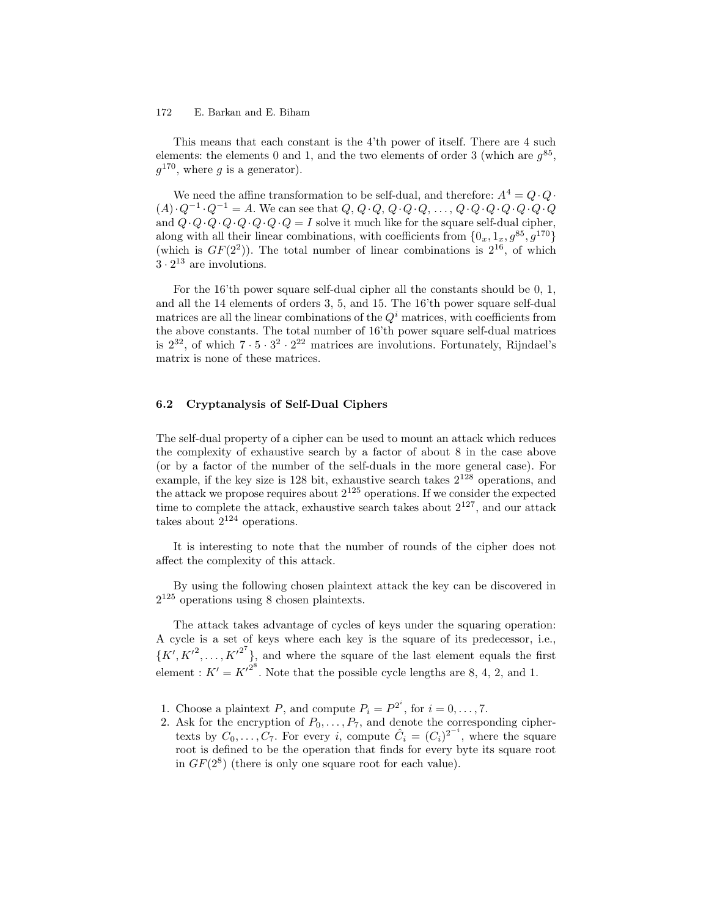This means that each constant is the 4'th power of itself. There are 4 such elements: the elements 0 and 1, and the two elements of order 3 (which are $g^{85}$, $g^{170}$, where $g$ is a generator).

We need the affine transformation to be self-dual, and therefore: $A^4 = Q \cdot Q \cdot (A) \cdot Q^{-1} \cdot Q^{-1} = A$. We can see that $Q$, $Q \cdot Q$, $Q \cdot Q \cdot Q$, $\ldots$, $Q \cdot Q \cdot Q \cdot Q \cdot Q \cdot Q \cdot Q$ and $Q \cdot Q \cdot Q \cdot Q \cdot Q \cdot Q \cdot Q \cdot Q = I$ solve it much like for the square self-dual cipher, along with all their linear combinations, with coefficients from $\{0_x, 1_x, g^{85}, g^{170}\}$ (which is $GF(2^2)$). The total number of linear combinations is $2^{16}$, of which $3 \cdot 2^{13}$ are involutions.

For the 16'th power square self-dual cipher all the constants should be 0, 1, and all the 14 elements of orders 3, 5, and 15. The 16'th power square self-dual matrices are all the linear combinations of the $Q^i$ matrices, with coefficients from the above constants. The total number of 16'th power square self-dual matrices is $2^{32}$, of which $7 \cdot 5 \cdot 3^2 \cdot 2^{22}$ matrices are involutions. Fortunately, Rijndael's matrix is none of these matrices.

### 6.2 Cryptanalysis of Self-Dual Ciphers

The self-dual property of a cipher can be used to mount an attack which reduces the complexity of exhaustive search by a factor of about 8 in the case above (or by a factor of the number of the self-duals in the more general case). For example, if the key size is 128 bit, exhaustive search takes $2^{128}$ operations, and the attack we propose requires about $2^{125}$ operations. If we consider the expected time to complete the attack, exhaustive search takes about $2^{127}$, and our attack takes about $2^{124}$ operations.

It is interesting to note that the number of rounds of the cipher does not affect the complexity of this attack.

By using the following chosen plaintext attack the key can be discovered in $2^{125}$ operations using 8 chosen plaintexts.

The attack takes advantage of cycles of keys under the squaring operation: A cycle is a set of keys where each key is the square of its predecessor, i.e., $\{K', K'^2, \ldots, K'^{2^7}\}$, and where the square of the last element equals the first element : $K' = K'^{2^8}$. Note that the possible cycle lengths are 8, 4, 2, and 1.

1. Choose a plaintext $P$, and compute $P_i = P^{2^i}$, for $i = 0, \ldots, 7$.
2. Ask for the encryption of $P_0, \ldots, P_7$, and denote the corresponding ciphertexts by $C_0, \ldots, C_7$. For every $i$, compute $\hat{C}_i = (C_i)^{2^{-i}}$, where the square root is defined to be the operation that finds for every byte its square root in $GF(2^8)$ (there is only one square root for each value).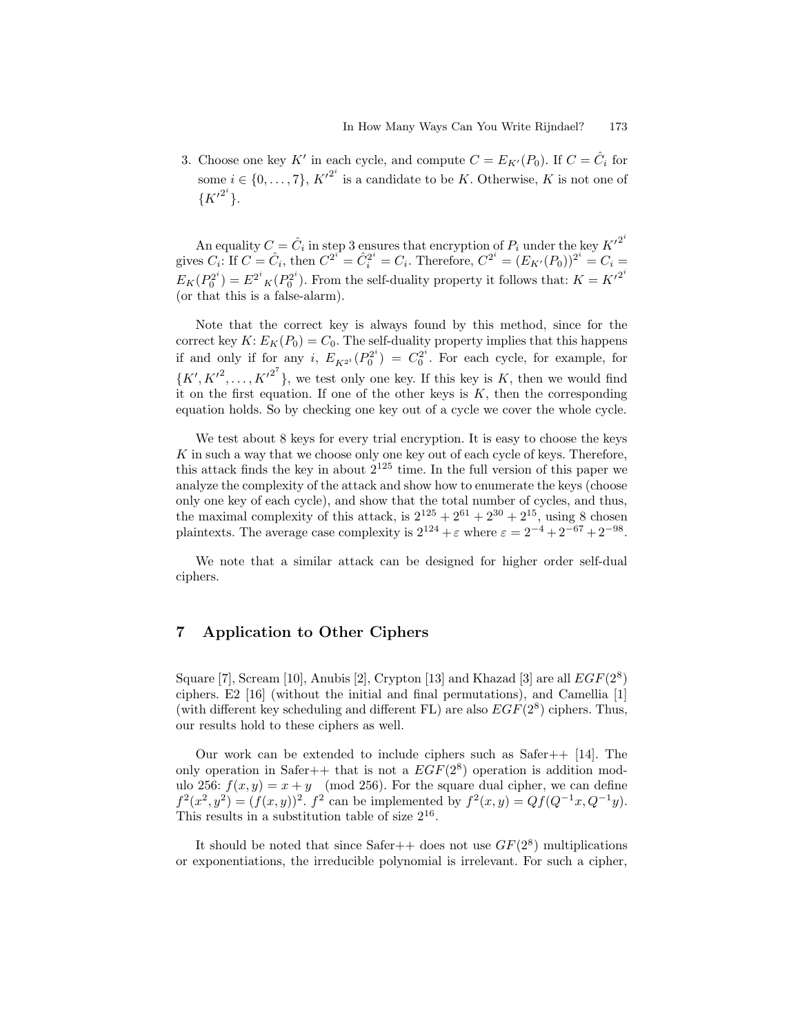3. Choose one key $K'$ in each cycle, and compute $C = E_{K'}(P_0)$. If $C = \hat{C}_i$ for some $i \in \{0, \ldots, 7\}$, ${K'}^{2^i}$ is a candidate to be $K$. Otherwise, $K$ is not one of $\{{K'}^{2^i}\}$.

An equality $C = \hat{C}_i$ in step 3 ensures that encryption of $P_i$ under the key ${K'}^{2^i}$ gives $C_i$: If $C = \hat{C}_i$, then $C^{2^i} = \hat{C}_i^{2^i} = C_i$. Therefore, $C^{2^i} = (E_{K'}(P_0))^{2^i} = C_i = E_K(P_0^{2^i}) = E^{2^i}{}_K(P_0^{2^i})$. From the self-duality property it follows that: $K = {K'}^{2^i}$ (or that this is a false-alarm).

Note that the correct key is always found by this method, since for the correct key $K$: $E_K(P_0) = C_0$. The self-duality property implies that this happens if and only if for any $i$, $E_{K^{2^i}}(P_0^{2^i}) = C_0^{2^i}$. For each cycle, for example, for $\{K', {K'}^2, \ldots, {K'}^{2^7}\}$, we test only one key. If this key is $K$, then we would find it on the first equation. If one of the other keys is $K$, then the corresponding equation holds. So by checking one key out of a cycle we cover the whole cycle.

We test about 8 keys for every trial encryption. It is easy to choose the keys $K$ in such a way that we choose only one key out of each cycle of keys. Therefore, this attack finds the key in about $2^{125}$ time. In the full version of this paper we analyze the complexity of the attack and show how to enumerate the keys (choose only one key of each cycle), and show that the total number of cycles, and thus, the maximal complexity of this attack, is $2^{125} + 2^{61} + 2^{30} + 2^{15}$, using 8 chosen plaintexts. The average case complexity is $2^{124} + \varepsilon$ where $\varepsilon = 2^{-4} + 2^{-67} + 2^{-98}$.

We note that a similar attack can be designed for higher order self-dual ciphers.

## 7 Application to Other Ciphers

Square [7], Scream [10], Anubis [2], Crypton [13] and Khazad [3] are all $EGF(2^8)$ ciphers. E2 [16] (without the initial and final permutations), and Camellia [1] (with different key scheduling and different FL) are also $EGF(2^8)$ ciphers. Thus, our results hold to these ciphers as well.

Our work can be extended to include ciphers such as Safer++ [14]. The only operation in Safer++ that is not a $EGF(2^8)$ operation is addition modulo 256: $f(x, y) = x + y \pmod{256}$. For the square dual cipher, we can define $f^2(x^2, y^2) = (f(x, y))^2$. $f^2$ can be implemented by $f^2(x, y) = Qf(Q^{-1}x, Q^{-1}y)$. This results in a substitution table of size $2^{16}$.

It should be noted that since Safer++ does not use $GF(2^8)$ multiplications or exponentiations, the irreducible polynomial is irrelevant. For such a cipher,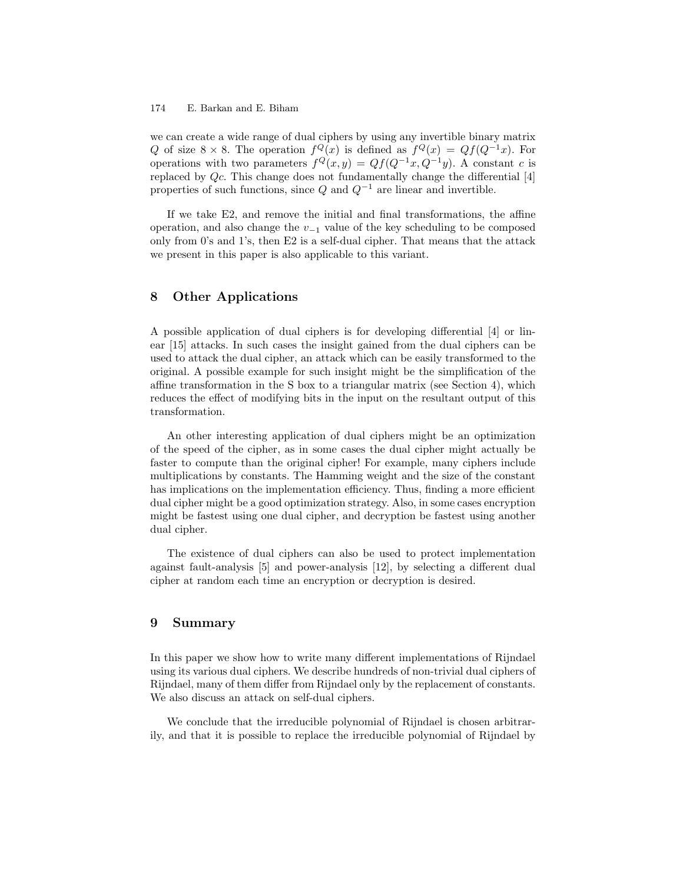we can create a wide range of dual ciphers by using any invertible binary matrix $Q$ of size $8 \times 8$. The operation $f^Q(x)$ is defined as $f^Q(x) = Qf(Q^{-1}x)$. For operations with two parameters $f^Q(x, y) = Qf(Q^{-1}x, Q^{-1}y)$. A constant $c$ is replaced by $Qc$. This change does not fundamentally change the differential [4] properties of such functions, since $Q$ and $Q^{-1}$ are linear and invertible.

If we take E2, and remove the initial and final transformations, the affine operation, and also change the $v_{-1}$ value of the key scheduling to be composed only from 0's and 1's, then E2 is a self-dual cipher. That means that the attack we present in this paper is also applicable to this variant.

## 8 Other Applications

A possible application of dual ciphers is for developing differential [4] or linear [15] attacks. In such cases the insight gained from the dual ciphers can be used to attack the dual cipher, an attack which can be easily transformed to the original. A possible example for such insight might be the simplification of the affine transformation in the S box to a triangular matrix (see Section 4), which reduces the effect of modifying bits in the input on the resultant output of this transformation.

An other interesting application of dual ciphers might be an optimization of the speed of the cipher, as in some cases the dual cipher might actually be faster to compute than the original cipher! For example, many ciphers include multiplications by constants. The Hamming weight and the size of the constant has implications on the implementation efficiency. Thus, finding a more efficient dual cipher might be a good optimization strategy. Also, in some cases encryption might be fastest using one dual cipher, and decryption be fastest using another dual cipher.

The existence of dual ciphers can also be used to protect implementation against fault-analysis [5] and power-analysis [12], by selecting a different dual cipher at random each time an encryption or decryption is desired.

## 9 Summary

In this paper we show how to write many different implementations of Rijndael using its various dual ciphers. We describe hundreds of non-trivial dual ciphers of Rijndael, many of them differ from Rijndael only by the replacement of constants. We also discuss an attack on self-dual ciphers.

We conclude that the irreducible polynomial of Rijndael is chosen arbitrarily, and that it is possible to replace the irreducible polynomial of Rijndael by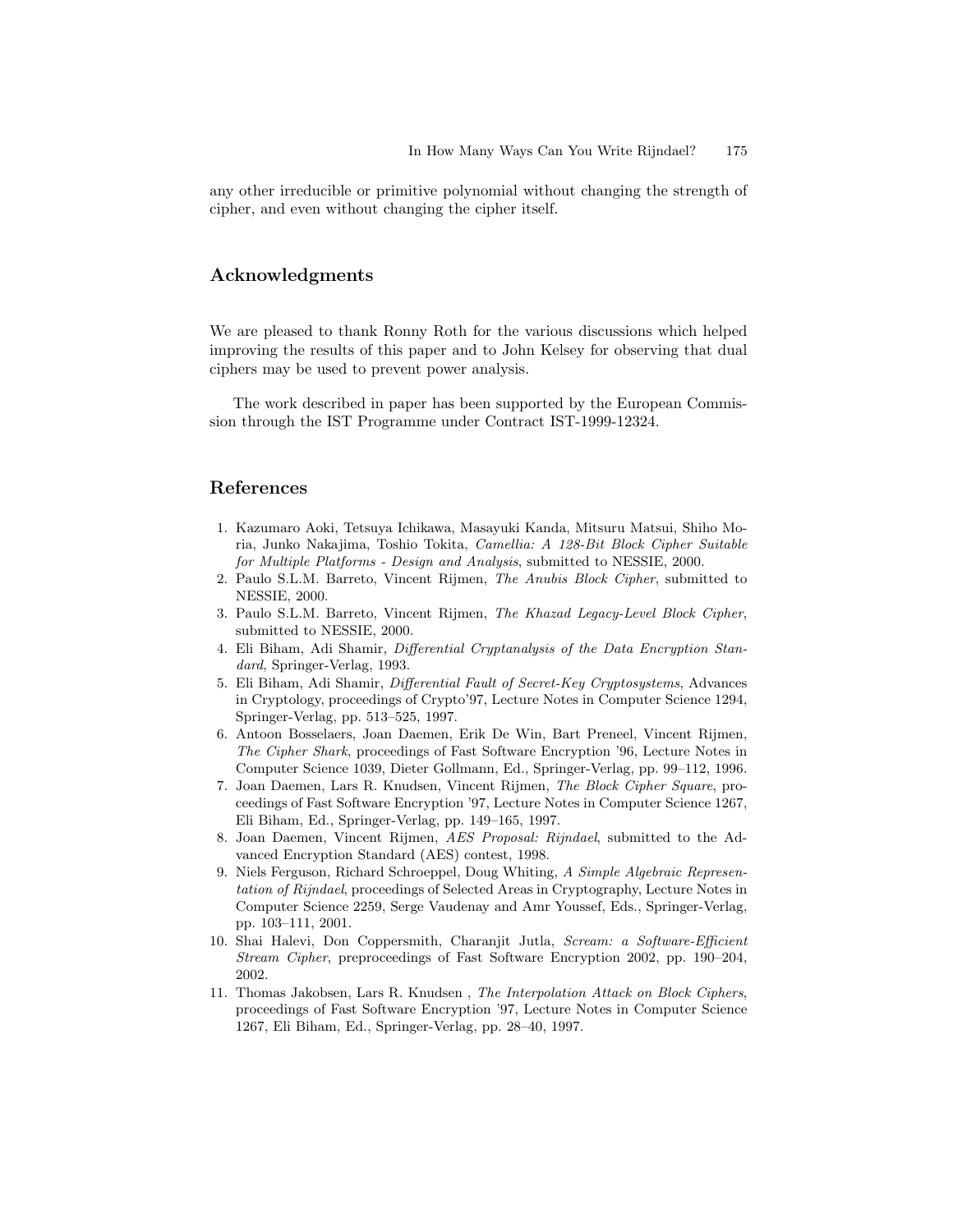any other irreducible or primitive polynomial without changing the strength of cipher, and even without changing the cipher itself.

## Acknowledgments

We are pleased to thank Ronny Roth for the various discussions which helped improving the results of this paper and to John Kelsey for observing that dual ciphers may be used to prevent power analysis.

The work described in paper has been supported by the European Commission through the IST Programme under Contract IST-1999-12324.

## References

1. Kazumaro Aoki, Tetsuya Ichikawa, Masayuki Kanda, Mitsuru Matsui, Shiho Moria, Junko Nakajima, Toshio Tokita, *Camellia: A 128-Bit Block Cipher Suitable for Multiple Platforms - Design and Analysis*, submitted to NESSIE, 2000.
2. Paulo S.L.M. Barreto, Vincent Rijmen, *The Anubis Block Cipher*, submitted to NESSIE, 2000.
3. Paulo S.L.M. Barreto, Vincent Rijmen, *The Khazad Legacy-Level Block Cipher*, submitted to NESSIE, 2000.
4. Eli Biham, Adi Shamir, *Differential Cryptanalysis of the Data Encryption Standard*, Springer-Verlag, 1993.
5. Eli Biham, Adi Shamir, *Differential Fault of Secret-Key Cryptosystems*, Advances in Cryptology, proceedings of Crypto'97, Lecture Notes in Computer Science 1294, Springer-Verlag, pp. 513–525, 1997.
6. Antoon Bosselaers, Joan Daemen, Erik De Win, Bart Preneel, Vincent Rijmen, *The Cipher Shark*, proceedings of Fast Software Encryption '96, Lecture Notes in Computer Science 1039, Dieter Gollmann, Ed., Springer-Verlag, pp. 99–112, 1996.
7. Joan Daemen, Lars R. Knudsen, Vincent Rijmen, *The Block Cipher Square*, proceedings of Fast Software Encryption '97, Lecture Notes in Computer Science 1267, Eli Biham, Ed., Springer-Verlag, pp. 149–165, 1997.
8. Joan Daemen, Vincent Rijmen, *AES Proposal: Rijndael*, submitted to the Advanced Encryption Standard (AES) contest, 1998.
9. Niels Ferguson, Richard Schroeppel, Doug Whiting, *A Simple Algebraic Representation of Rijndael*, proceedings of Selected Areas in Cryptography, Lecture Notes in Computer Science 2259, Serge Vaudenay and Amr Youssef, Eds., Springer-Verlag, pp. 103–111, 2001.
10. Shai Halevi, Don Coppersmith, Charanjit Jutla, *Scream: a Software-Efficient Stream Cipher*, preproceedings of Fast Software Encryption 2002, pp. 190–204, 2002.
11. Thomas Jakobsen, Lars R. Knudsen , *The Interpolation Attack on Block Ciphers*, proceedings of Fast Software Encryption '97, Lecture Notes in Computer Science 1267, Eli Biham, Ed., Springer-Verlag, pp. 28–40, 1997.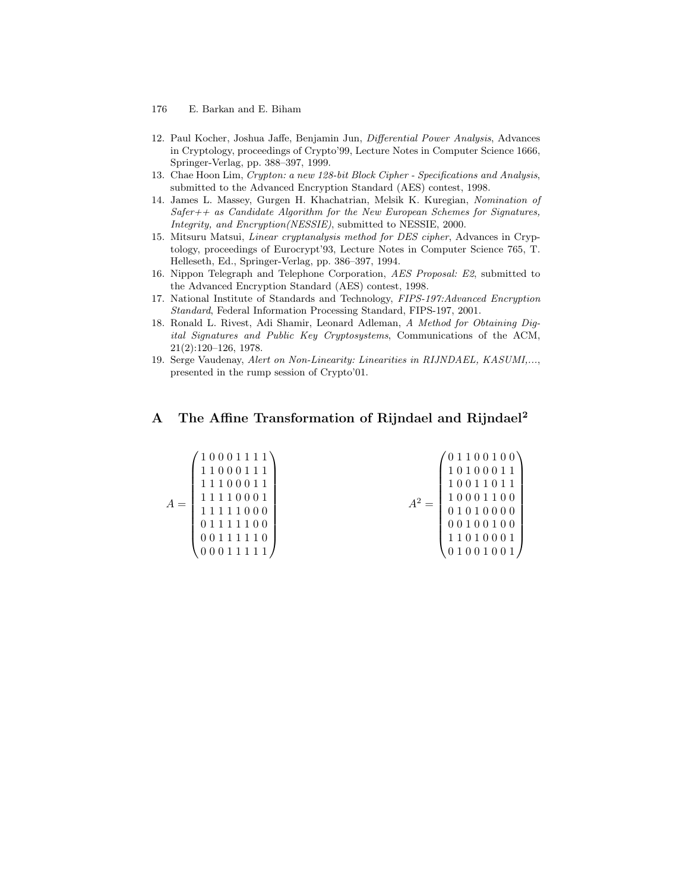12. Paul Kocher, Joshua Jaffe, Benjamin Jun, *Differential Power Analysis*, Advances in Cryptology, proceedings of Crypto'99, Lecture Notes in Computer Science 1666, Springer-Verlag, pp. 388–397, 1999.
13. Chae Hoon Lim, *Crypton: a new 128-bit Block Cipher - Specifications and Analysis*, submitted to the Advanced Encryption Standard (AES) contest, 1998.
14. James L. Massey, Gurgen H. Khachatrian, Melsik K. Kuregian, *Nomination of Safer++ as Candidate Algorithm for the New European Schemes for Signatures, Integrity, and Encryption(NESSIE)*, submitted to NESSIE, 2000.
15. Mitsuru Matsui, *Linear cryptanalysis method for DES cipher*, Advances in Cryptology, proceedings of Eurocrypt'93, Lecture Notes in Computer Science 765, T. Helleseth, Ed., Springer-Verlag, pp. 386–397, 1994.
16. Nippon Telegraph and Telephone Corporation, *AES Proposal: E2*, submitted to the Advanced Encryption Standard (AES) contest, 1998.
17. National Institute of Standards and Technology, *FIPS-197:Advanced Encryption Standard*, Federal Information Processing Standard, FIPS-197, 2001.
18. Ronald L. Rivest, Adi Shamir, Leonard Adleman, *A Method for Obtaining Digital Signatures and Public Key Cryptosystems*, Communications of the ACM, 21(2):120–126, 1978.
19. Serge Vaudenay, *Alert on Non-Linearity: Linearities in RIJNDAEL, KASUMI,...*, presented in the rump session of Crypto'01.

## A The Affine Transformation of Rijndael and Rijndael$^2$

$$A = \begin{pmatrix} 1&0&0&0&1&1&1&1 \\ 1&1&0&0&0&1&1&1 \\ 1&1&1&0&0&0&1&1 \\ 1&1&1&1&0&0&0&1 \\ 1&1&1&1&1&0&0&0 \\ 0&1&1&1&1&1&0&0 \\ 0&0&1&1&1&1&1&0 \\ 0&0&0&1&1&1&1&1 \end{pmatrix} \qquad A^2 = \begin{pmatrix} 0&1&1&0&0&1&0&0 \\ 1&0&1&0&0&0&1&1 \\ 1&0&0&1&1&0&1&1 \\ 1&0&0&0&1&1&0&0 \\ 0&1&0&1&0&0&0&0 \\ 0&0&1&0&0&1&0&0 \\ 1&1&0&1&0&0&0&1 \\ 0&1&0&0&1&0&0&1 \end{pmatrix}$$